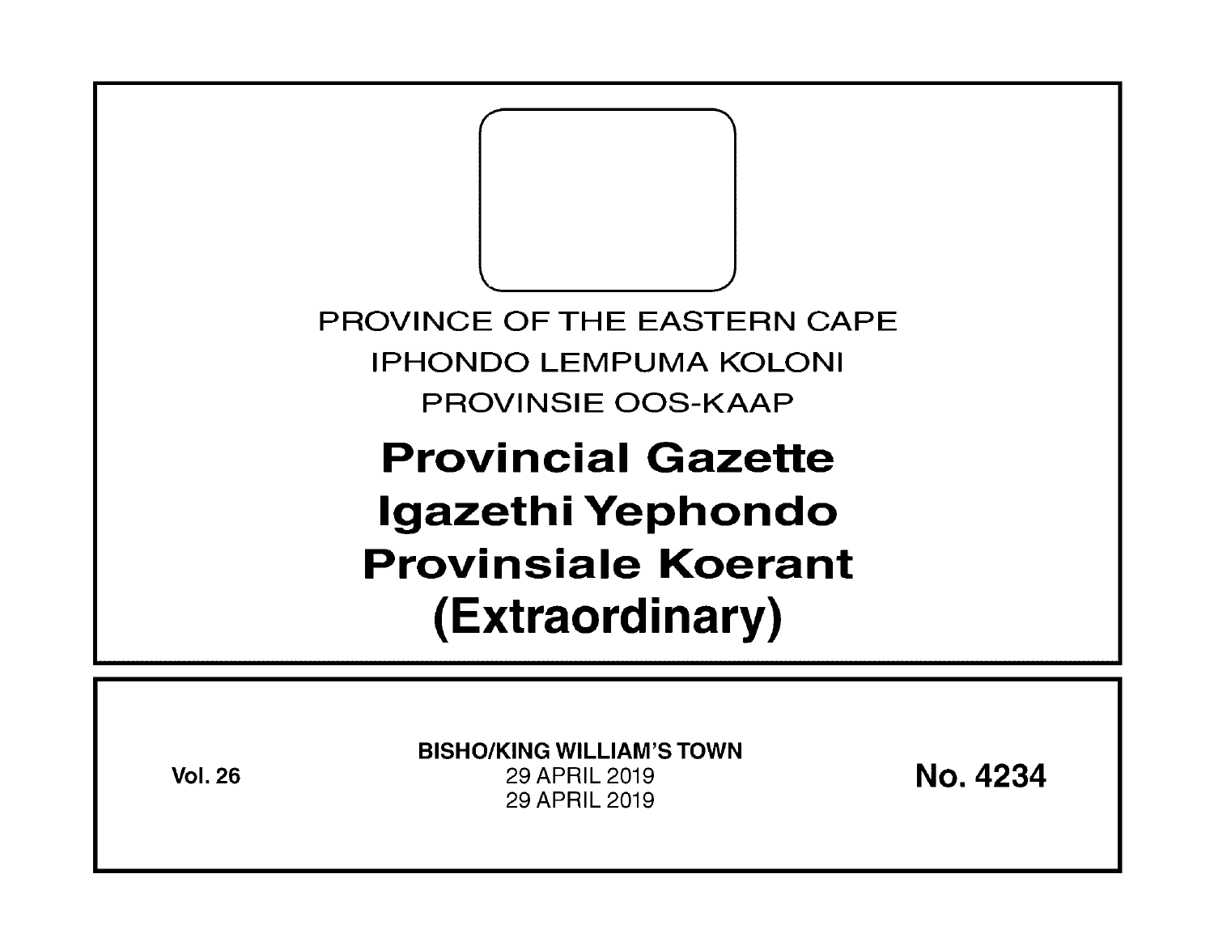PROVINCE OF THE EASTERN CAPE

IPHONDO LEMPUMA KOLONI

PROVINSIE OOS-KAAP

# Provincial Gazette
# Igazethi Yephondo
# Provinsiale Koerant
# (Extraordinary)

**Vol. 26**

**BISHO/KING WILLIAM'S TOWN**
29 APRIL 2019
29 APRIL 2019

**No. 4234**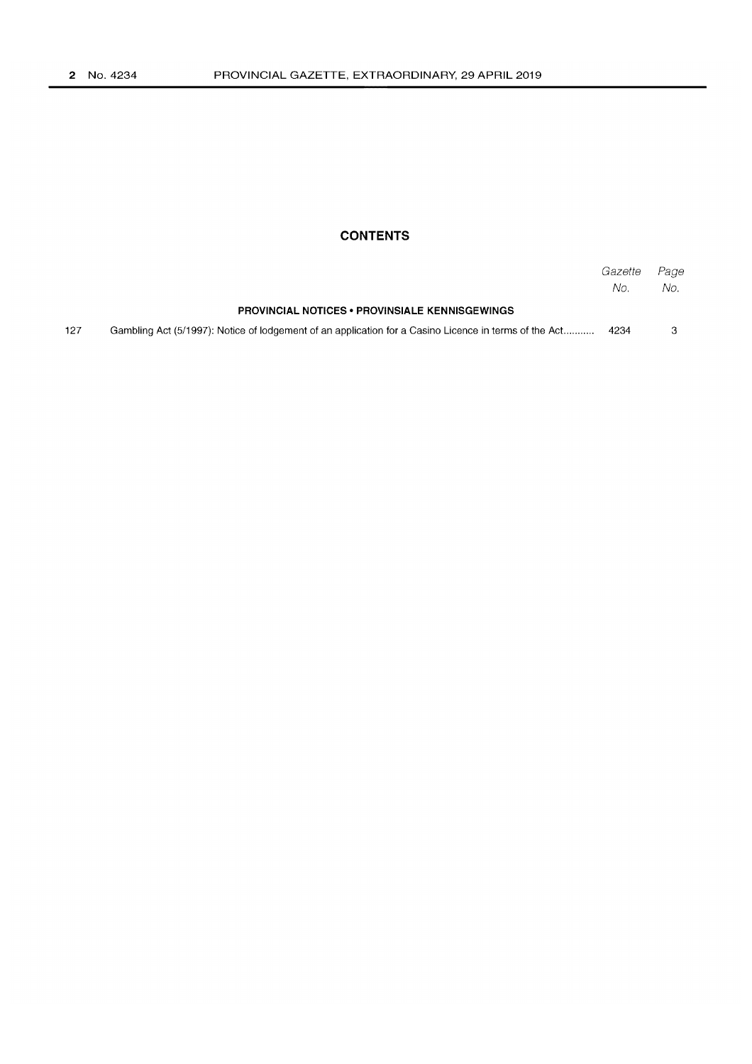## CONTENTS

| | | *Gazette No.* | *Page No.* |
|---|---|---|---|
| | **PROVINCIAL NOTICES • PROVINSIALE KENNISGEWINGS** | | |
| 127 | Gambling Act (5/1997): Notice of lodgement of an application for a Casino Licence in terms of the Act........... | 4234 | 3 |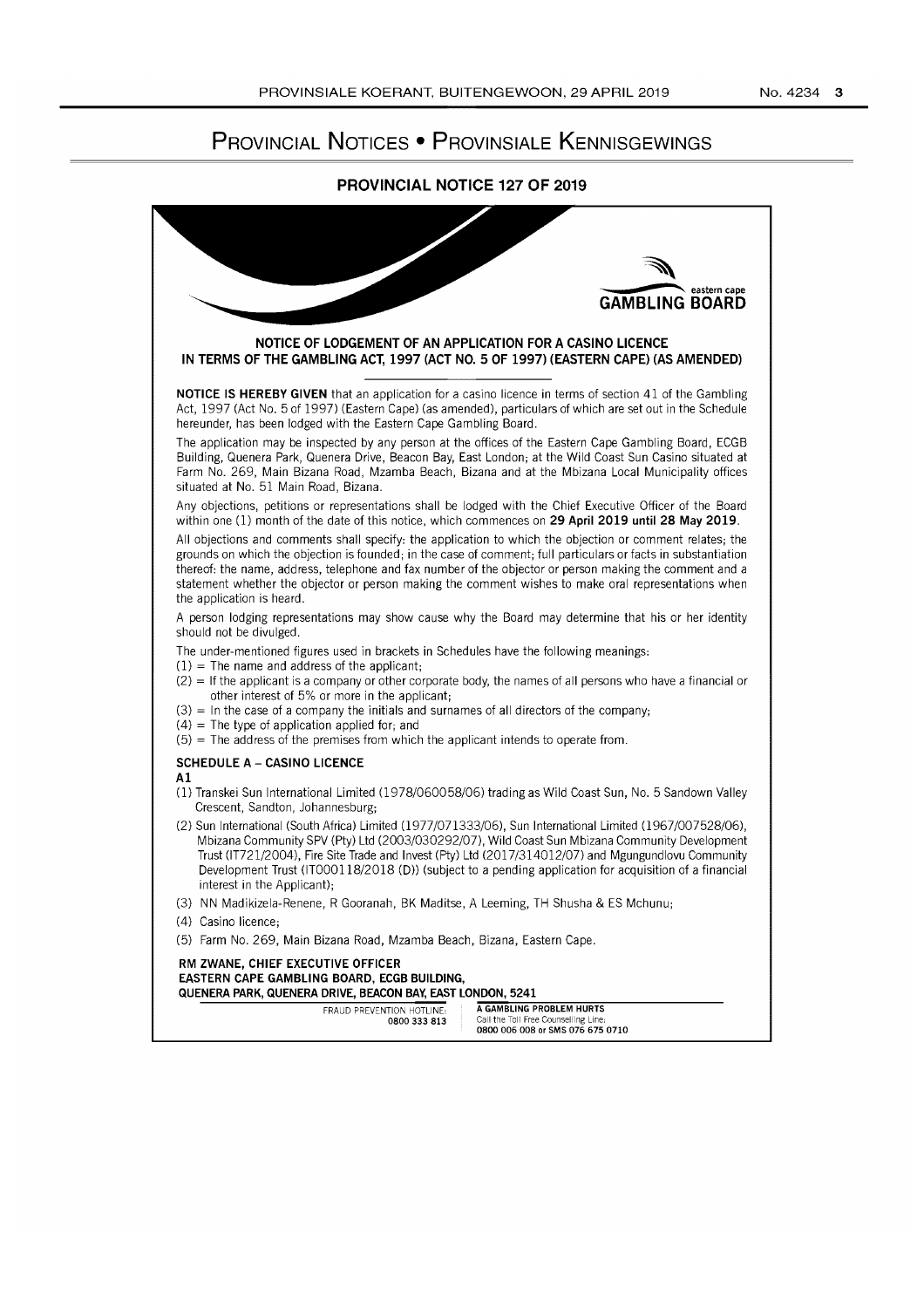# PROVINCIAL NOTICES • PROVINSIALE KENNISGEWINGS

## PROVINCIAL NOTICE 127 OF 2019

eastern cape
**GAMBLING BOARD**

### NOTICE OF LODGEMENT OF AN APPLICATION FOR A CASINO LICENCE IN TERMS OF THE GAMBLING ACT, 1997 (ACT NO. 5 OF 1997) (EASTERN CAPE) (AS AMENDED)

**NOTICE IS HEREBY GIVEN** that an application for a casino licence in terms of section 41 of the Gambling Act, 1997 (Act No. 5 of 1997) (Eastern Cape) (as amended), particulars of which are set out in the Schedule hereunder, has been lodged with the Eastern Cape Gambling Board.

The application may be inspected by any person at the offices of the Eastern Cape Gambling Board, ECGB Building, Quenera Park, Quenera Drive, Beacon Bay, East London; at the Wild Coast Sun Casino situated at Farm No. 269, Main Bizana Road, Mzamba Beach, Bizana and at the Mbizana Local Municipality offices situated at No. 51 Main Road, Bizana.

Any objections, petitions or representations shall be lodged with the Chief Executive Officer of the Board within one (1) month of the date of this notice, which commences on **29 April 2019 until 28 May 2019**.

All objections and comments shall specify: the application to which the objection or comment relates; the grounds on which the objection is founded; in the case of comment; full particulars or facts in substantiation thereof: the name, address, telephone and fax number of the objector or person making the comment and a statement whether the objector or person making the comment wishes to make oral representations when the application is heard.

A person lodging representations may show cause why the Board may determine that his or her identity should not be divulged.

The under-mentioned figures used in brackets in Schedules have the following meanings:

(1) = The name and address of the applicant;
(2) = If the applicant is a company or other corporate body, the names of all persons who have a financial or other interest of 5% or more in the applicant;
(3) = In the case of a company the initials and surnames of all directors of the company;
(4) = The type of application applied for; and
(5) = The address of the premises from which the applicant intends to operate from.

**SCHEDULE A – CASINO LICENCE**

**A1**

(1) Transkei Sun International Limited (1978/060058/06) trading as Wild Coast Sun, No. 5 Sandown Valley Crescent, Sandton, Johannesburg;

(2) Sun International (South Africa) Limited (1977/071333/06), Sun International Limited (1967/007528/06), Mbizana Community SPV (Pty) Ltd (2003/030292/07), Wild Coast Sun Mbizana Community Development Trust (IT721/2004), Fire Site Trade and Invest (Pty) Ltd (2017/314012/07) and Mgungundlovu Community Development Trust (IT000118/2018 (D)) (subject to a pending application for acquisition of a financial interest in the Applicant);

(3) NN Madikizela-Renene, R Gooranah, BK Maditse, A Leeming, TH Shusha & ES Mchunu;

(4) Casino licence;

(5) Farm No. 269, Main Bizana Road, Mzamba Beach, Bizana, Eastern Cape.

**RM ZWANE, CHIEF EXECUTIVE OFFICER**
**EASTERN CAPE GAMBLING BOARD, ECGB BUILDING,**
**QUENERA PARK, QUENERA DRIVE, BEACON BAY, EAST LONDON, 5241**

FRAUD PREVENTION HOTLINE: **0800 333 813**

**A GAMBLING PROBLEM HURTS**
Call the Toll Free Counselling Line:
**0800 006 008 or SMS 076 675 0710**